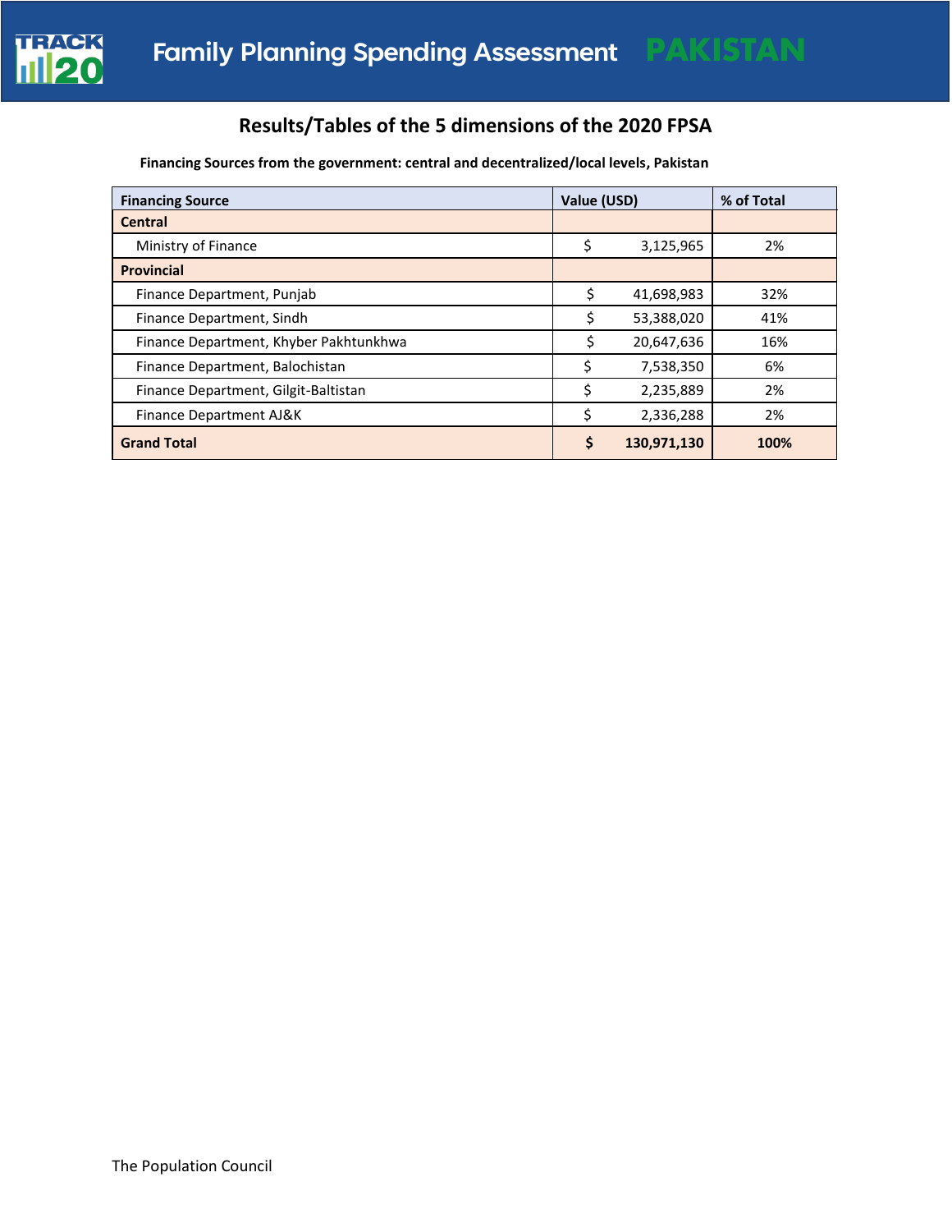# Family Planning Spending Assessment PAKISTAN

## Results/Tables of the 5 dimensions of the 2020 FPSA

**Financing Sources from the government: central and decentralized/local levels, Pakistan**

| Financing Source | Value (USD) | % of Total |
|---|---|---|
| **Central** | | |
| Ministry of Finance | $ 3,125,965 | 2% |
| **Provincial** | | |
| Finance Department, Punjab | $ 41,698,983 | 32% |
| Finance Department, Sindh | $ 53,388,020 | 41% |
| Finance Department, Khyber Pakhtunkhwa | $ 20,647,636 | 16% |
| Finance Department, Balochistan | $ 7,538,350 | 6% |
| Finance Department, Gilgit-Baltistan | $ 2,235,889 | 2% |
| Finance Department AJ&K | $ 2,336,288 | 2% |
| **Grand Total** | **$ 130,971,130** | **100%** |

The Population Council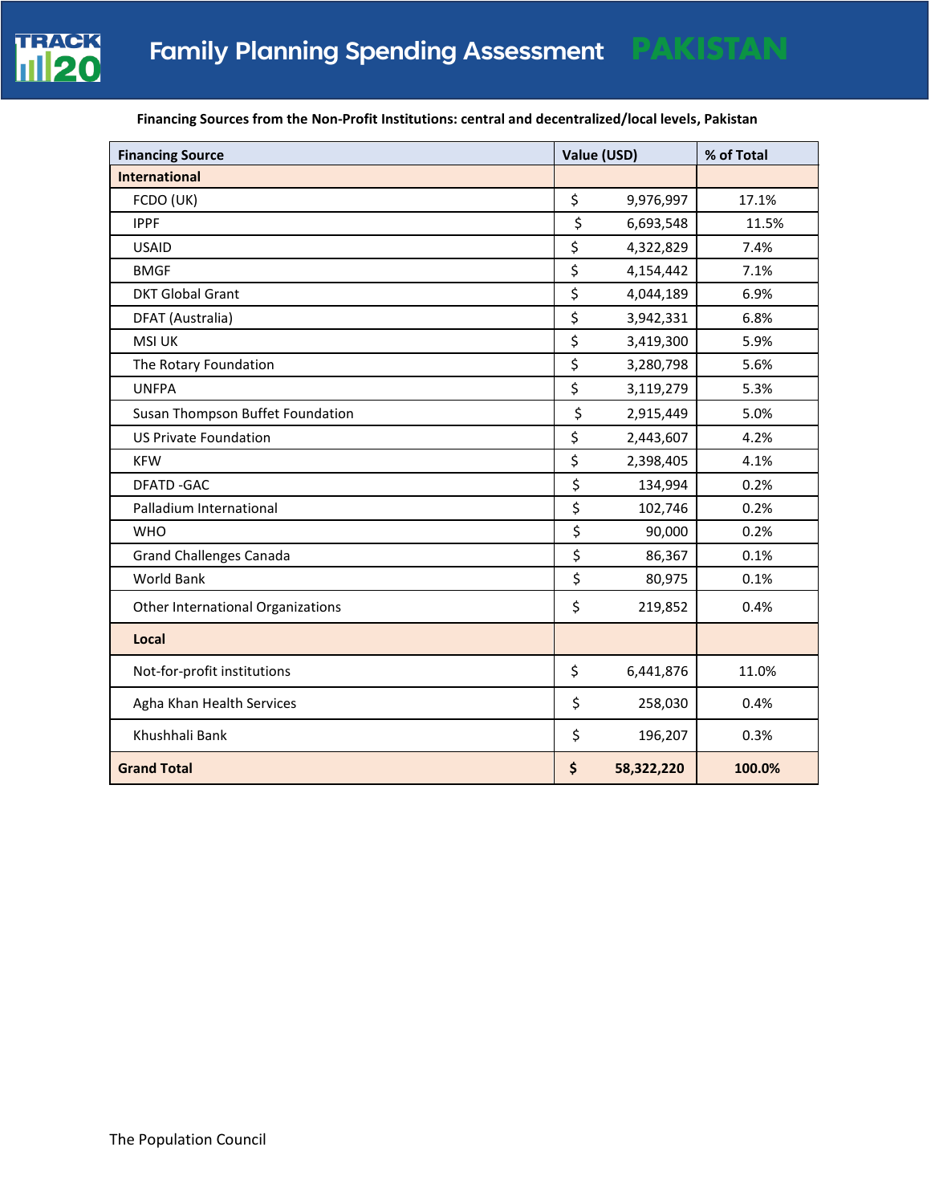# Family Planning Spending Assessment PAKISTAN

**Financing Sources from the Non-Profit Institutions: central and decentralized/local levels, Pakistan**

| Financing Source | Value (USD) | % of Total |
|---|---|---|
| **International** | | |
| FCDO (UK) | $ 9,976,997 | 17.1% |
| IPPF | $ 6,693,548 | 11.5% |
| USAID | $ 4,322,829 | 7.4% |
| BMGF | $ 4,154,442 | 7.1% |
| DKT Global Grant | $ 4,044,189 | 6.9% |
| DFAT (Australia) | $ 3,942,331 | 6.8% |
| MSI UK | $ 3,419,300 | 5.9% |
| The Rotary Foundation | $ 3,280,798 | 5.6% |
| UNFPA | $ 3,119,279 | 5.3% |
| Susan Thompson Buffet Foundation | $ 2,915,449 | 5.0% |
| US Private Foundation | $ 2,443,607 | 4.2% |
| KFW | $ 2,398,405 | 4.1% |
| DFATD -GAC | $ 134,994 | 0.2% |
| Palladium International | $ 102,746 | 0.2% |
| WHO | $ 90,000 | 0.2% |
| Grand Challenges Canada | $ 86,367 | 0.1% |
| World Bank | $ 80,975 | 0.1% |
| Other International Organizations | $ 219,852 | 0.4% |
| **Local** | | |
| Not-for-profit institutions | $ 6,441,876 | 11.0% |
| Agha Khan Health Services | $ 258,030 | 0.4% |
| Khushhali Bank | $ 196,207 | 0.3% |
| **Grand Total** | **$ 58,322,220** | **100.0%** |

The Population Council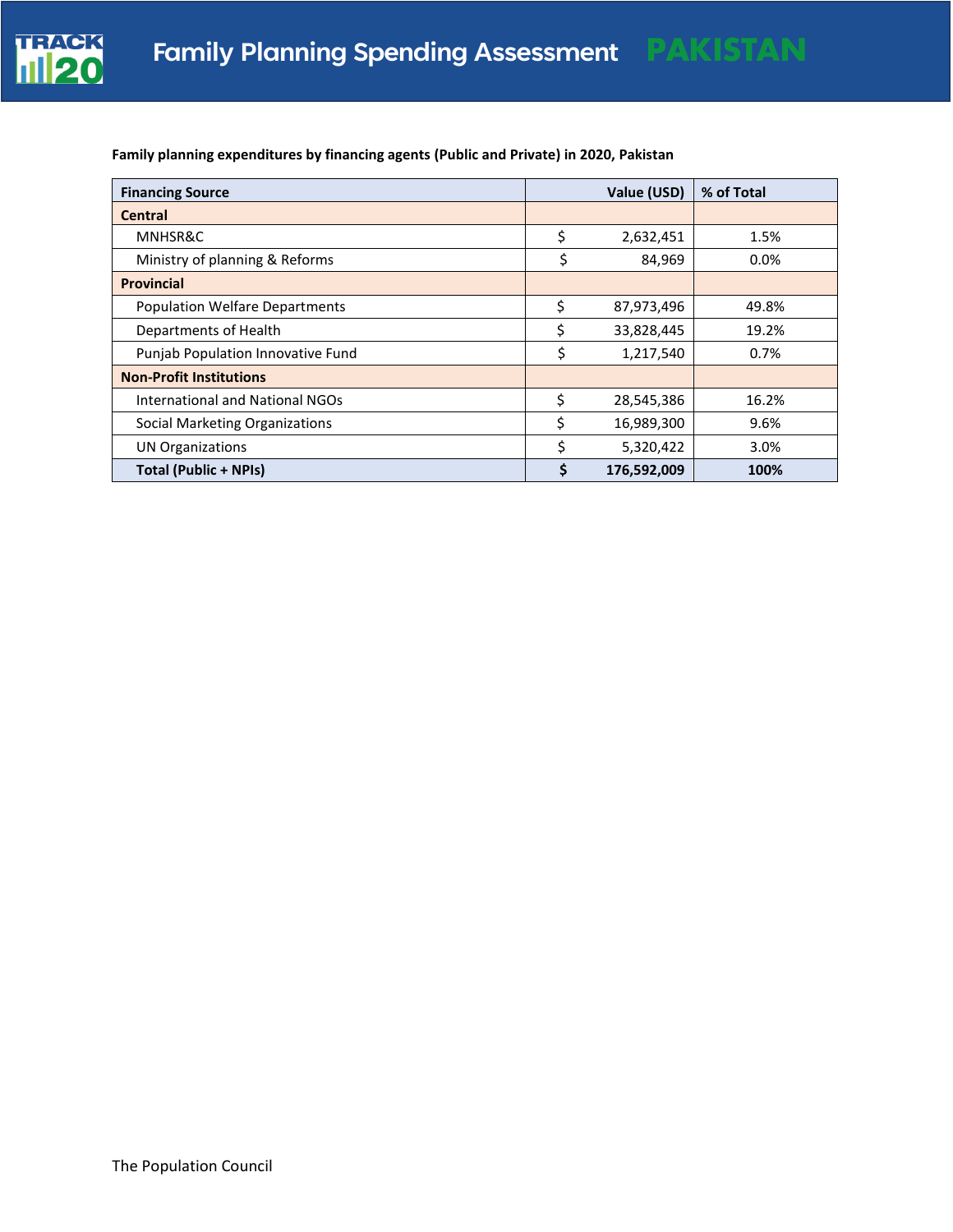**Family planning expenditures by financing agents (Public and Private) in 2020, Pakistan**

| Financing Source | Value (USD) | % of Total |
|---|---|---|
| **Central** | | |
| MNHSR&C | $ 2,632,451 | 1.5% |
| Ministry of planning & Reforms | $ 84,969 | 0.0% |
| **Provincial** | | |
| Population Welfare Departments | $ 87,973,496 | 49.8% |
| Departments of Health | $ 33,828,445 | 19.2% |
| Punjab Population Innovative Fund | $ 1,217,540 | 0.7% |
| **Non-Profit Institutions** | | |
| International and National NGOs | $ 28,545,386 | 16.2% |
| Social Marketing Organizations | $ 16,989,300 | 9.6% |
| UN Organizations | $ 5,320,422 | 3.0% |
| **Total (Public + NPIs)** | **$ 176,592,009** | **100%** |

The Population Council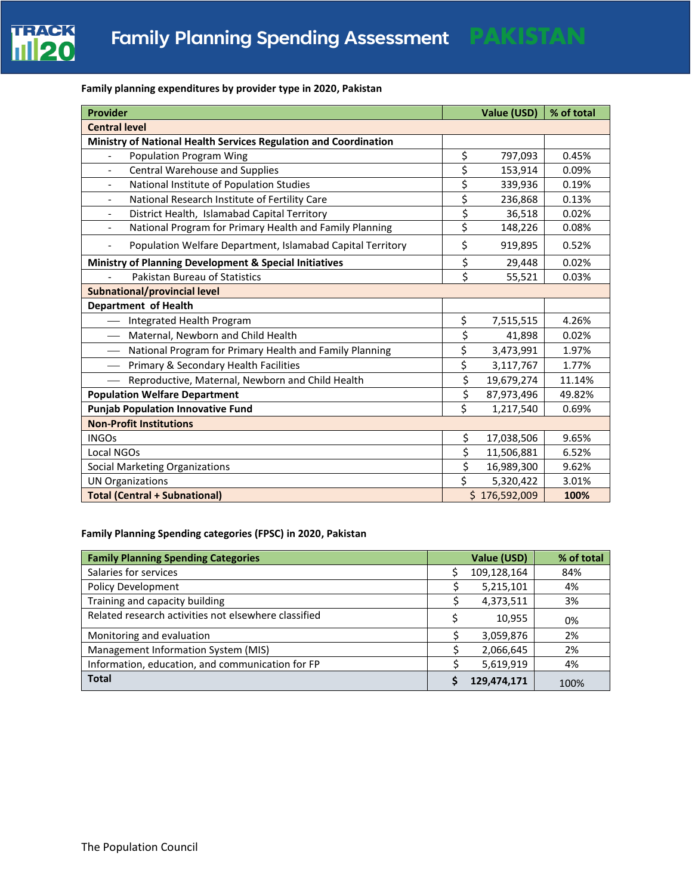Family planning expenditures by provider type in 2020, Pakistan

| Provider | Value (USD) | % of total |
|---|---|---|
| **Central level** | | |
| **Ministry of National Health Services Regulation and Coordination** | | |
| - Population Program Wing | $ 797,093 | 0.45% |
| - Central Warehouse and Supplies | $ 153,914 | 0.09% |
| - National Institute of Population Studies | $ 339,936 | 0.19% |
| - National Research Institute of Fertility Care | $ 236,868 | 0.13% |
| - District Health, Islamabad Capital Territory | $ 36,518 | 0.02% |
| - National Program for Primary Health and Family Planning | $ 148,226 | 0.08% |
| - Population Welfare Department, Islamabad Capital Territory | $ 919,895 | 0.52% |
| **Ministry of Planning Development & Special Initiatives** | $ 29,448 | 0.02% |
| - Pakistan Bureau of Statistics | $ 55,521 | 0.03% |
| **Subnational/provincial level** | | |
| **Department of Health** | | |
| — Integrated Health Program | $ 7,515,515 | 4.26% |
| — Maternal, Newborn and Child Health | $ 41,898 | 0.02% |
| — National Program for Primary Health and Family Planning | $ 3,473,991 | 1.97% |
| — Primary & Secondary Health Facilities | $ 3,117,767 | 1.77% |
| — Reproductive, Maternal, Newborn and Child Health | $ 19,679,274 | 11.14% |
| **Population Welfare Department** | $ 87,973,496 | 49.82% |
| **Punjab Population Innovative Fund** | $ 1,217,540 | 0.69% |
| **Non-Profit Institutions** | | |
| INGOs | $ 17,038,506 | 9.65% |
| Local NGOs | $ 11,506,881 | 6.52% |
| Social Marketing Organizations | $ 16,989,300 | 9.62% |
| UN Organizations | $ 5,320,422 | 3.01% |
| **Total (Central + Subnational)** | $ 176,592,009 | **100%** |

Family Planning Spending categories (FPSC) in 2020, Pakistan

| Family Planning Spending Categories | Value (USD) | % of total |
|---|---|---|
| Salaries for services | $ 109,128,164 | 84% |
| Policy Development | $ 5,215,101 | 4% |
| Training and capacity building | $ 4,373,511 | 3% |
| Related research activities not elsewhere classified | $ 10,955 | 0% |
| Monitoring and evaluation | $ 3,059,876 | 2% |
| Management Information System (MIS) | $ 2,066,645 | 2% |
| Information, education, and communication for FP | $ 5,619,919 | 4% |
| **Total** | **$ 129,474,171** | 100% |

The Population Council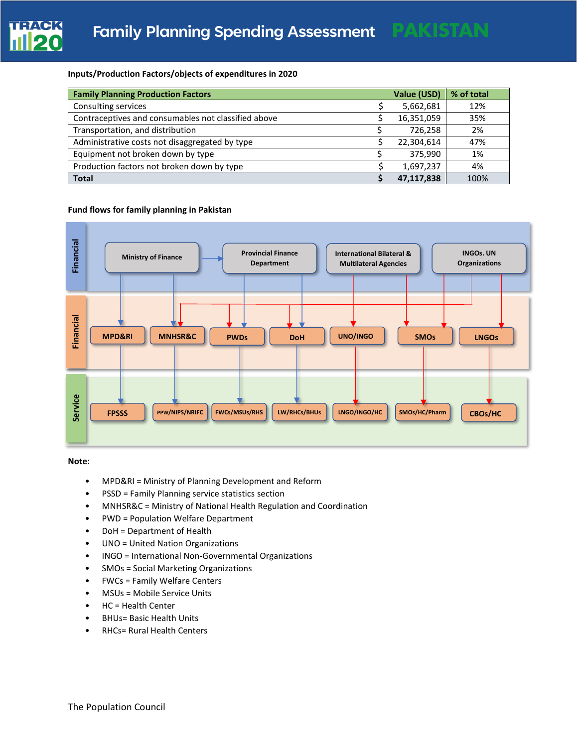**Inputs/Production Factors/objects of expenditures in 2020**

| Family Planning Production Factors | Value (USD) | % of total |
|---|---|---|
| Consulting services | $ 5,662,681 | 12% |
| Contraceptives and consumables not classified above | $ 16,351,059 | 35% |
| Transportation, and distribution | $ 726,258 | 2% |
| Administrative costs not disaggregated by type | $ 22,304,614 | 47% |
| Equipment not broken down by type | $ 375,990 | 1% |
| Production factors not broken down by type | $ 1,697,237 | 4% |
| **Total** | **$ 47,117,838** | 100% |

**Fund flows for family planning in Pakistan**

Financial: Ministry of Finance; Provincial Finance Department; International Bilateral & Multilateral Agencies; INGOs. UN Organizations

Financial: MPD&RI; MNHSR&C; PWDs; DoH; UNO/INGO; SMOs; LNGOs

Service: FPSSS; PPW/NIPS/NRIFC; FWCs/MSUs/RHS; LW/RHCs/BHUs; LNGO/INGO/HC; SMOs/HC/Pharm; CBOs/HC

**Note:**

- MPD&RI = Ministry of Planning Development and Reform
- PSSD = Family Planning service statistics section
- MNHSR&C = Ministry of National Health Regulation and Coordination
- PWD = Population Welfare Department
- DoH = Department of Health
- UNO = United Nation Organizations
- INGO = International Non-Governmental Organizations
- SMOs = Social Marketing Organizations
- FWCs = Family Welfare Centers
- MSUs = Mobile Service Units
- HC = Health Center
- BHUs= Basic Health Units
- RHCs= Rural Health Centers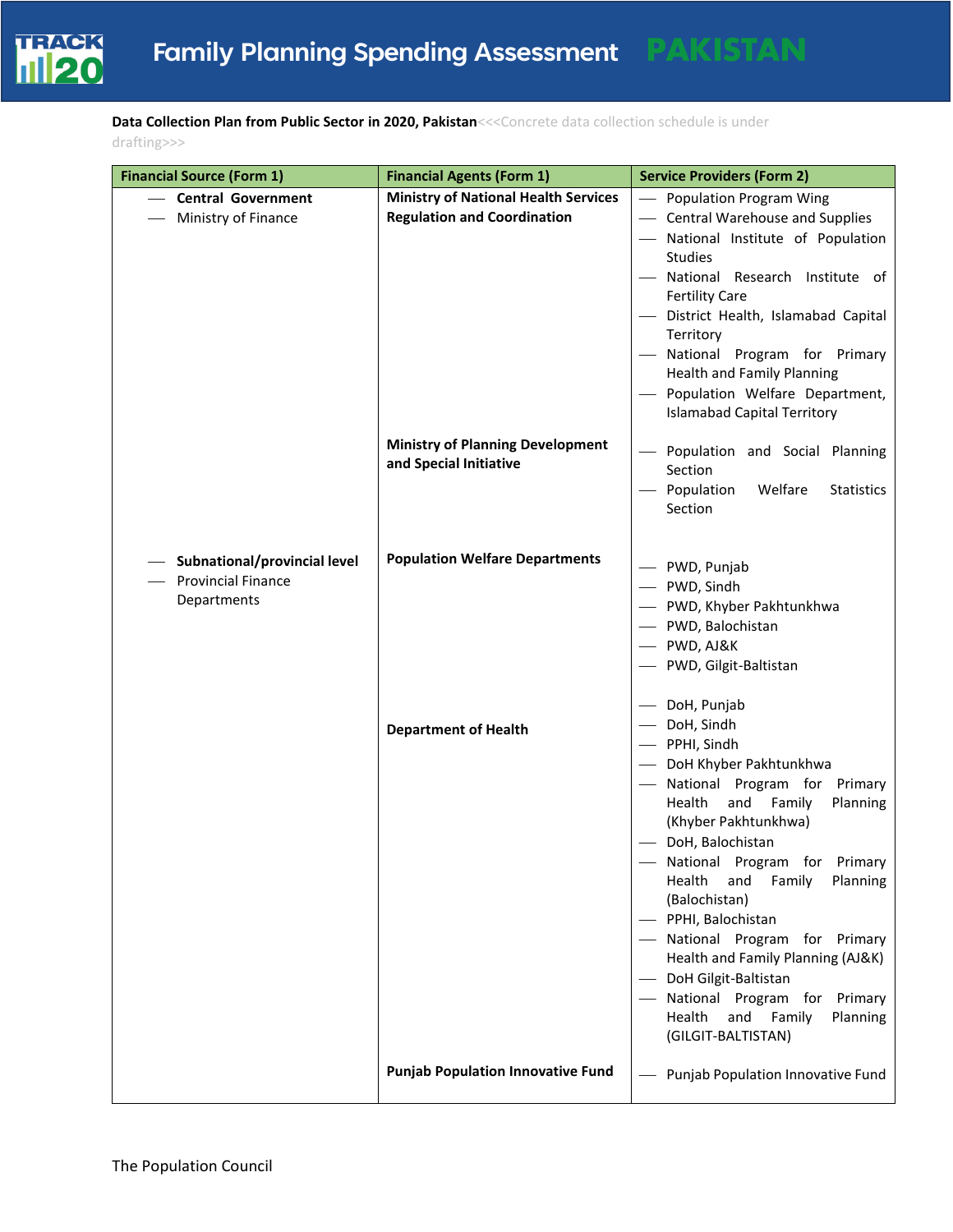**Data Collection Plan from Public Sector in 2020, Pakistan**<<<Concrete data collection schedule is under drafting>>>

| Financial Source (Form 1) | Financial Agents (Form 1) | Service Providers (Form 2) |
|---|---|---|
| — **Central Government**<br>— Ministry of Finance | **Ministry of National Health Services Regulation and Coordination** | — Population Program Wing<br>— Central Warehouse and Supplies<br>— National Institute of Population Studies<br>— National Research Institute of Fertility Care<br>— District Health, Islamabad Capital Territory<br>— National Program for Primary Health and Family Planning<br>— Population Welfare Department, Islamabad Capital Territory |
| | **Ministry of Planning Development and Special Initiative** | — Population and Social Planning Section<br>— Population Welfare Statistics Section |
| — **Subnational/provincial level**<br>— Provincial Finance Departments | **Population Welfare Departments** | — PWD, Punjab<br>— PWD, Sindh<br>— PWD, Khyber Pakhtunkhwa<br>— PWD, Balochistan<br>— PWD, AJ&K<br>— PWD, Gilgit-Baltistan |
| | **Department of Health** | — DoH, Punjab<br>— DoH, Sindh<br>— PPHI, Sindh<br>— DoH Khyber Pakhtunkhwa<br>— National Program for Primary Health and Family Planning (Khyber Pakhtunkhwa)<br>— DoH, Balochistan<br>— National Program for Primary Health and Family Planning (Balochistan)<br>— PPHI, Balochistan<br>— National Program for Primary Health and Family Planning (AJ&K)<br>— DoH Gilgit-Baltistan<br>— National Program for Primary Health and Family Planning (GILGIT-BALTISTAN) |
| | **Punjab Population Innovative Fund** | — Punjab Population Innovative Fund |

The Population Council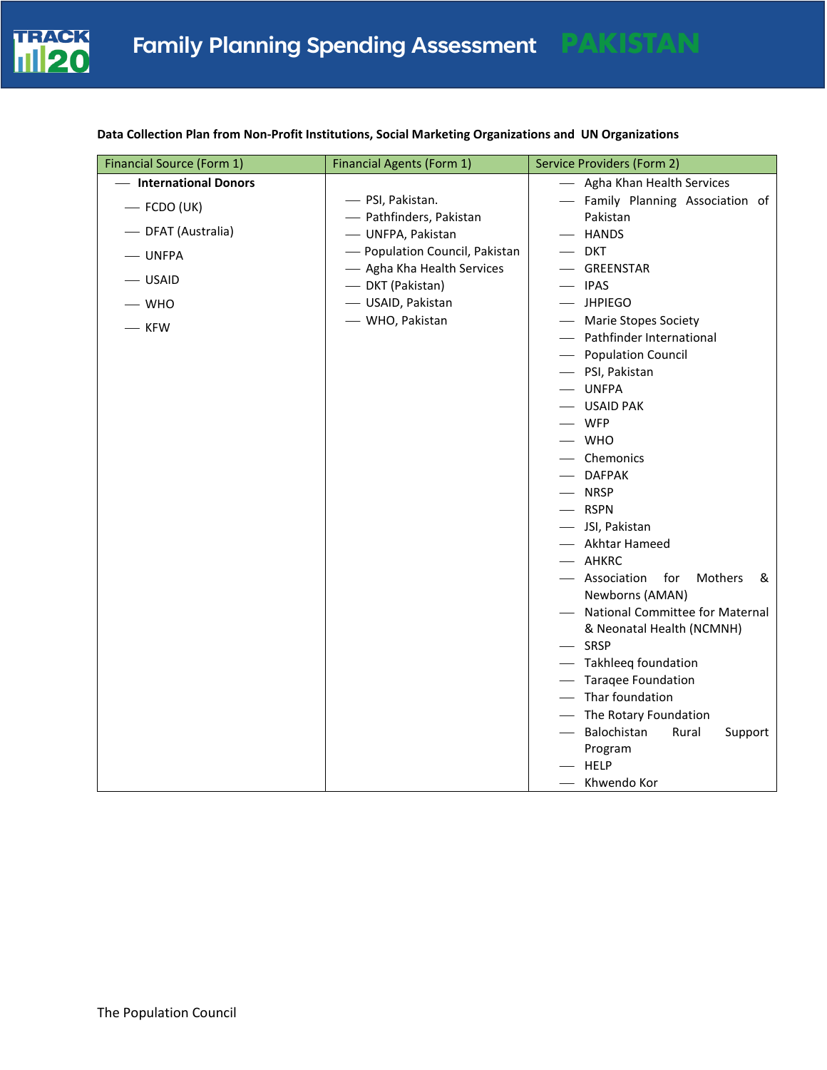**Data Collection Plan from Non-Profit Institutions, Social Marketing Organizations and UN Organizations**

| Financial Source (Form 1) | Financial Agents (Form 1) | Service Providers (Form 2) |
|---|---|---|
| — **International Donors**<br>— FCDO (UK)<br>— DFAT (Australia)<br>— UNFPA<br>— USAID<br>— WHO<br>— KFW | — PSI, Pakistan.<br>— Pathfinders, Pakistan<br>— UNFPA, Pakistan<br>— Population Council, Pakistan<br>— Agha Kha Health Services<br>— DKT (Pakistan)<br>— USAID, Pakistan<br>— WHO, Pakistan | — Agha Khan Health Services<br>— Family Planning Association of Pakistan<br>— HANDS<br>— DKT<br>— GREENSTAR<br>— IPAS<br>— JHPIEGO<br>— Marie Stopes Society<br>— Pathfinder International<br>— Population Council<br>— PSI, Pakistan<br>— UNFPA<br>— USAID PAK<br>— WFP<br>— WHO<br>— Chemonics<br>— DAFPAK<br>— NRSP<br>— RSPN<br>— JSI, Pakistan<br>— Akhtar Hameed<br>— AHKRC<br>— Association for Mothers & Newborns (AMAN)<br>— National Committee for Maternal & Neonatal Health (NCMNH)<br>— SRSP<br>— Takhleeq foundation<br>— Taraqee Foundation<br>— Thar foundation<br>— The Rotary Foundation<br>— Balochistan Rural Support Program<br>— HELP<br>— Khwendo Kor |

The Population Council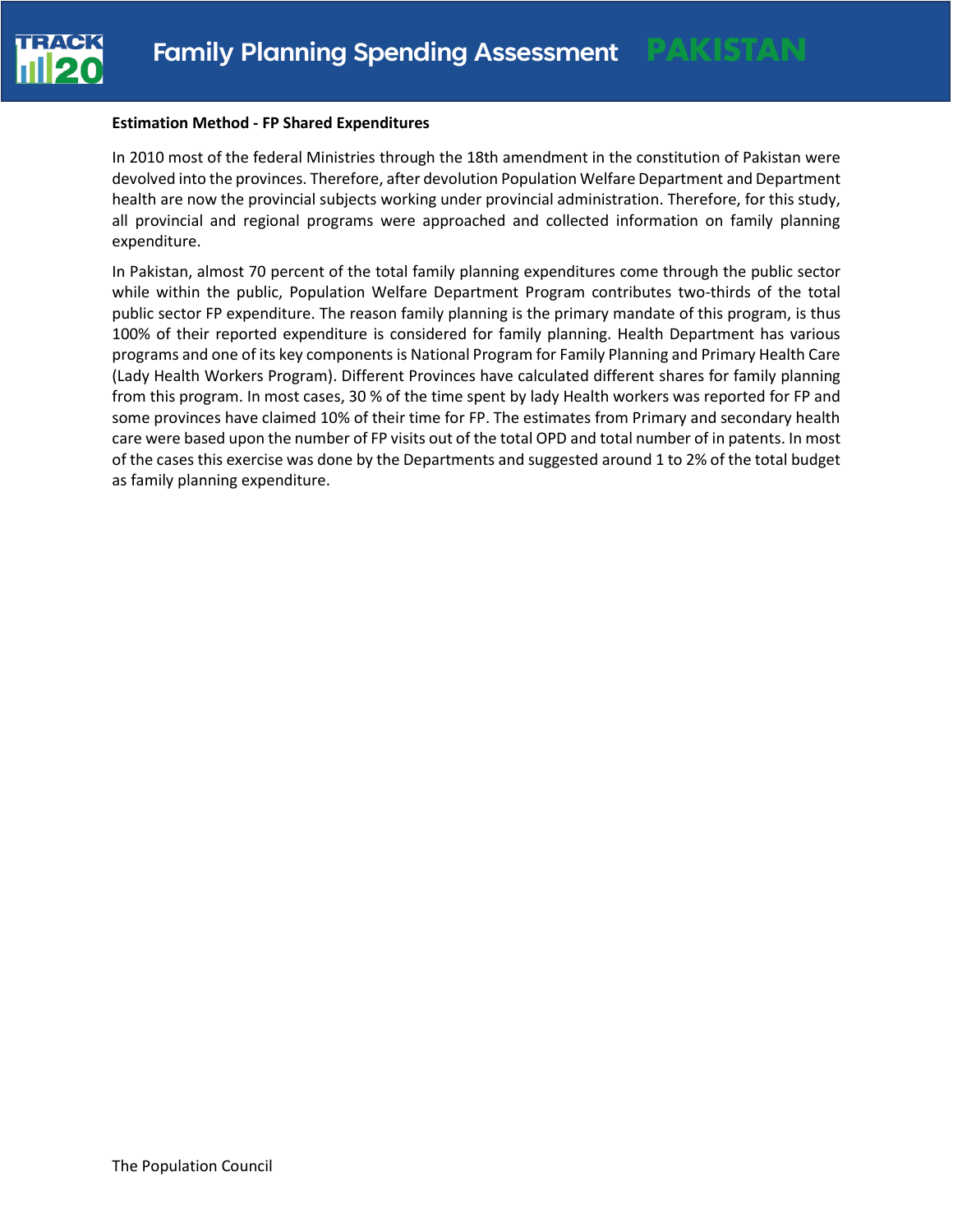**Estimation Method - FP Shared Expenditures**

In 2010 most of the federal Ministries through the 18th amendment in the constitution of Pakistan were devolved into the provinces. Therefore, after devolution Population Welfare Department and Department health are now the provincial subjects working under provincial administration. Therefore, for this study, all provincial and regional programs were approached and collected information on family planning expenditure.

In Pakistan, almost 70 percent of the total family planning expenditures come through the public sector while within the public, Population Welfare Department Program contributes two-thirds of the total public sector FP expenditure. The reason family planning is the primary mandate of this program, is thus 100% of their reported expenditure is considered for family planning. Health Department has various programs and one of its key components is National Program for Family Planning and Primary Health Care (Lady Health Workers Program). Different Provinces have calculated different shares for family planning from this program. In most cases, 30 % of the time spent by lady Health workers was reported for FP and some provinces have claimed 10% of their time for FP. The estimates from Primary and secondary health care were based upon the number of FP visits out of the total OPD and total number of in patents. In most of the cases this exercise was done by the Departments and suggested around 1 to 2% of the total budget as family planning expenditure.

The Population Council